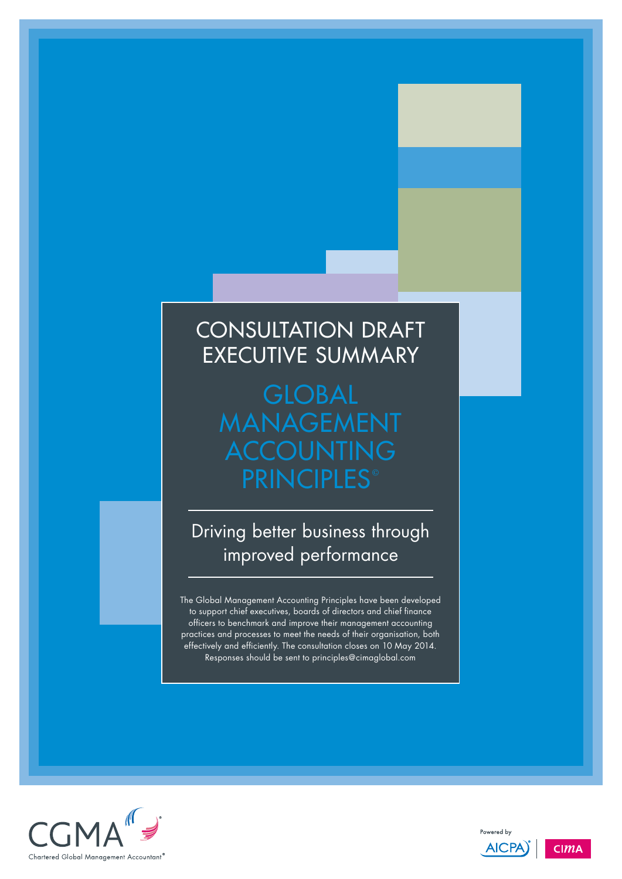# CONSULTATION DRAFT EXECUTIVE SUMMARY

# GLOBAL MANAGEMENT ACCOUNTING PRINCIPLES©

## Driving better business through improved performance

The Global Management Accounting Principles have been developed to support chief executives, boards of directors and chief finance officers to benchmark and improve their management accounting practices and processes to meet the needs of their organisation, both effectively and efficiently. The consultation closes on 10 May 2014. Responses should be sent to principles@cimaglobal.com

CGMA® Chartered Global Management Accountant®

Powered by AICPA® | CIMA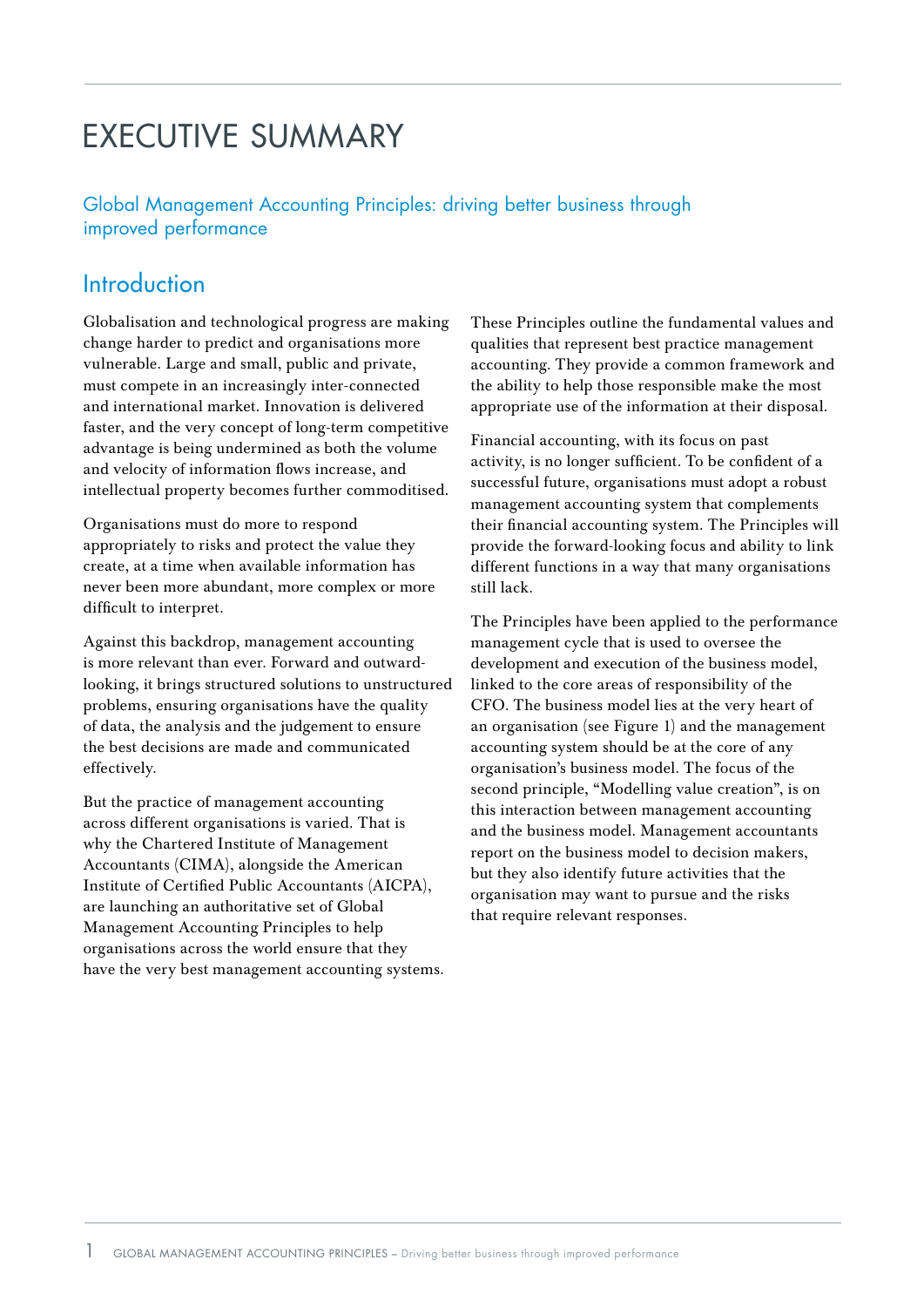# EXECUTIVE SUMMARY

## Global Management Accounting Principles: driving better business through improved performance

## Introduction

Globalisation and technological progress are making change harder to predict and organisations more vulnerable. Large and small, public and private, must compete in an increasingly inter-connected and international market. Innovation is delivered faster, and the very concept of long-term competitive advantage is being undermined as both the volume and velocity of information flows increase, and intellectual property becomes further commoditised.

Organisations must do more to respond appropriately to risks and protect the value they create, at a time when available information has never been more abundant, more complex or more difficult to interpret.

Against this backdrop, management accounting is more relevant than ever. Forward and outward-looking, it brings structured solutions to unstructured problems, ensuring organisations have the quality of data, the analysis and the judgement to ensure the best decisions are made and communicated effectively.

But the practice of management accounting across different organisations is varied. That is why the Chartered Institute of Management Accountants (CIMA), alongside the American Institute of Certified Public Accountants (AICPA), are launching an authoritative set of Global Management Accounting Principles to help organisations across the world ensure that they have the very best management accounting systems.

These Principles outline the fundamental values and qualities that represent best practice management accounting. They provide a common framework and the ability to help those responsible make the most appropriate use of the information at their disposal.

Financial accounting, with its focus on past activity, is no longer sufficient. To be confident of a successful future, organisations must adopt a robust management accounting system that complements their financial accounting system. The Principles will provide the forward-looking focus and ability to link different functions in a way that many organisations still lack.

The Principles have been applied to the performance management cycle that is used to oversee the development and execution of the business model, linked to the core areas of responsibility of the CFO. The business model lies at the very heart of an organisation (see Figure 1) and the management accounting system should be at the core of any organisation's business model. The focus of the second principle, "Modelling value creation", is on this interaction between management accounting and the business model. Management accountants report on the business model to decision makers, but they also identify future activities that the organisation may want to pursue and the risks that require relevant responses.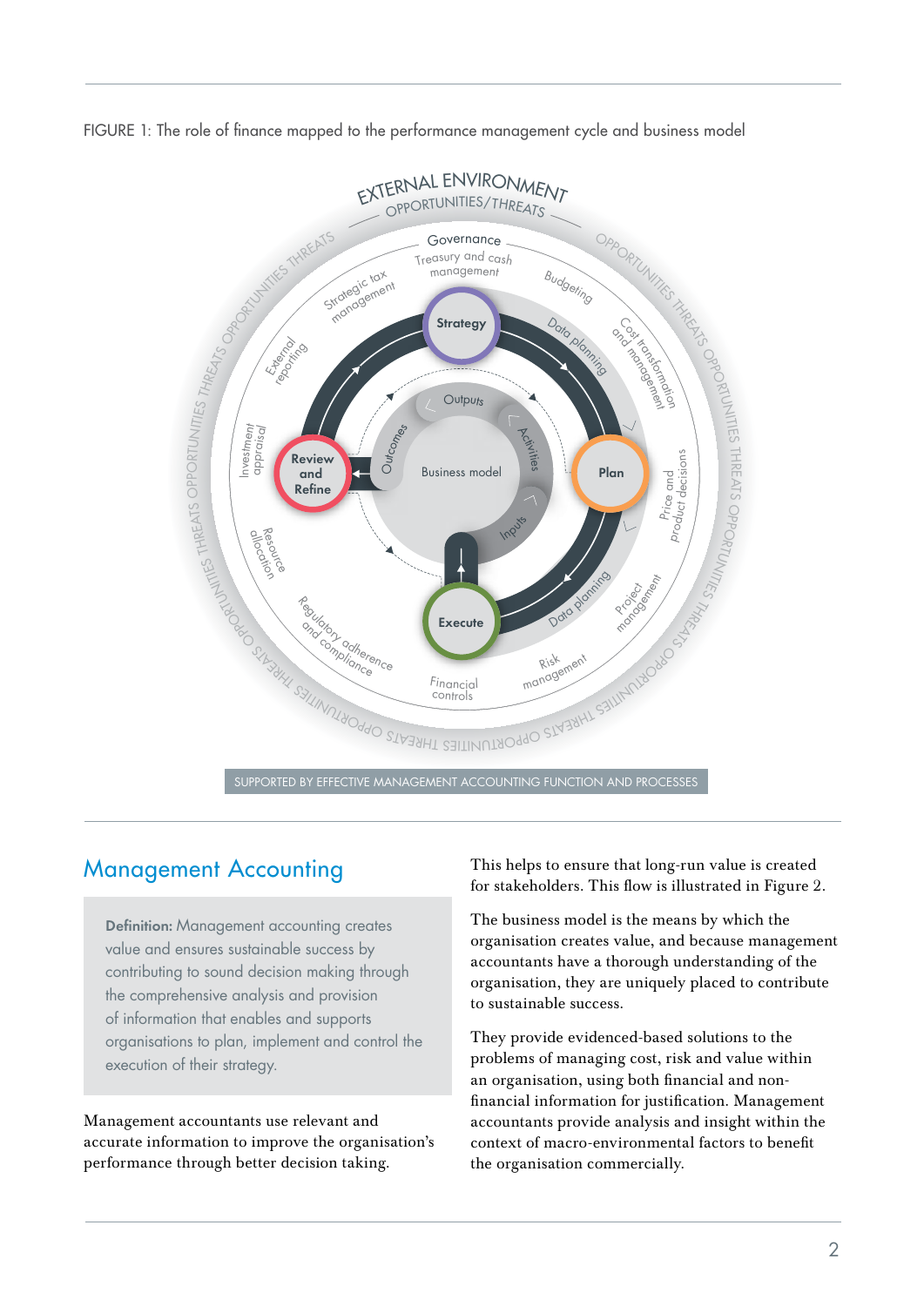FIGURE 1: The role of finance mapped to the performance management cycle and business model

SUPPORTED BY EFFECTIVE MANAGEMENT ACCOUNTING FUNCTION AND PROCESSES

## Management Accounting

**Definition:** Management accounting creates value and ensures sustainable success by contributing to sound decision making through the comprehensive analysis and provision of information that enables and supports organisations to plan, implement and control the execution of their strategy.

Management accountants use relevant and accurate information to improve the organisation's performance through better decision taking. This helps to ensure that long-run value is created for stakeholders. This flow is illustrated in Figure 2.

The business model is the means by which the organisation creates value, and because management accountants have a thorough understanding of the organisation, they are uniquely placed to contribute to sustainable success.

They provide evidenced-based solutions to the problems of managing cost, risk and value within an organisation, using both financial and non-financial information for justification. Management accountants provide analysis and insight within the context of macro-environmental factors to benefit the organisation commercially.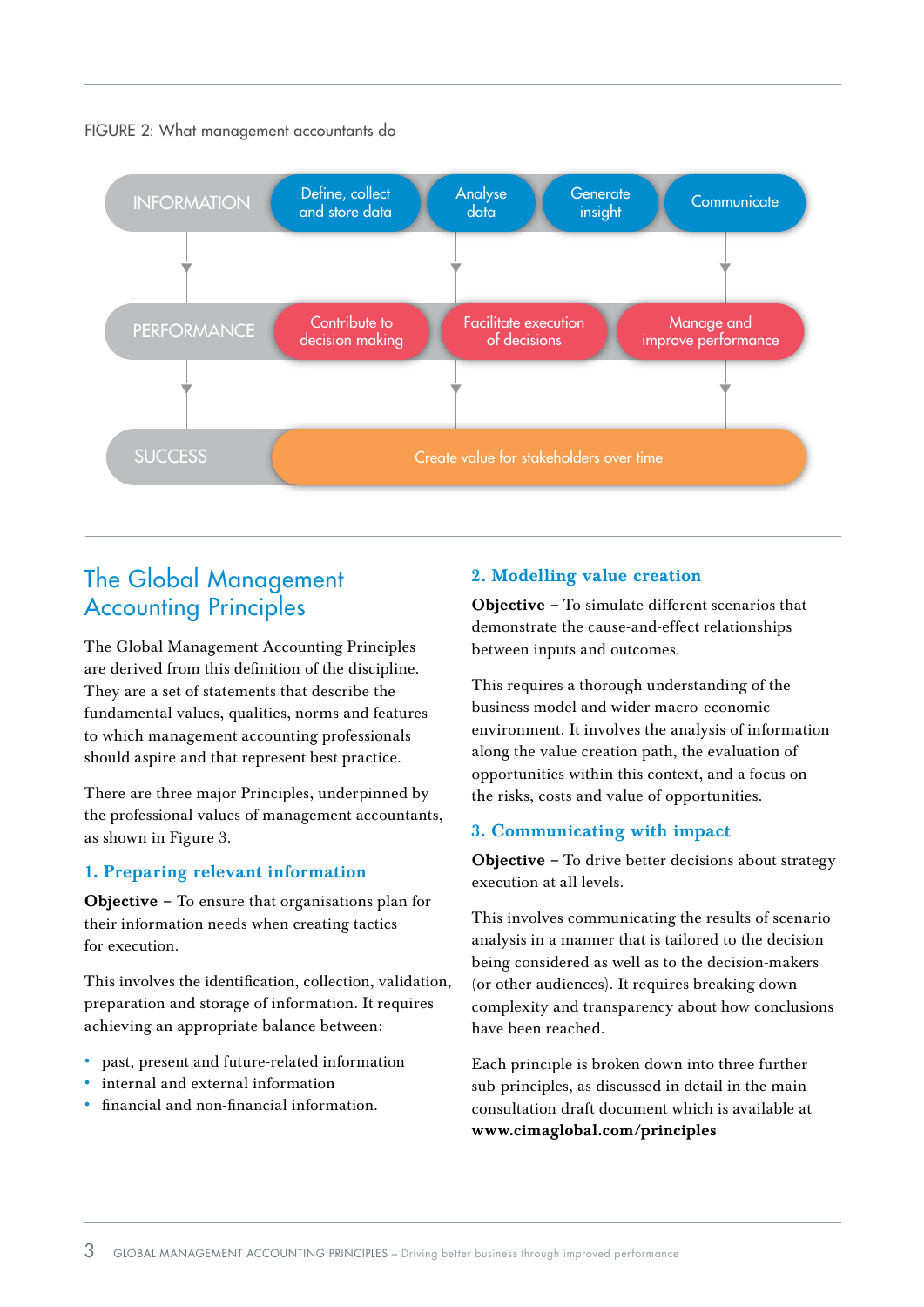FIGURE 2: What management accountants do

| | | | | |
|---|---|---|---|---|
| INFORMATION | Define, collect and store data | Analyse data | Generate insight | Communicate |
| PERFORMANCE | Contribute to decision making | Facilitate execution of decisions | Manage and improve performance | |
| SUCCESS | Create value for stakeholders over time | | | |

## The Global Management Accounting Principles

The Global Management Accounting Principles are derived from this definition of the discipline. They are a set of statements that describe the fundamental values, qualities, norms and features to which management accounting professionals should aspire and that represent best practice.

There are three major Principles, underpinned by the professional values of management accountants, as shown in Figure 3.

### 1. Preparing relevant information

**Objective** – To ensure that organisations plan for their information needs when creating tactics for execution.

This involves the identification, collection, validation, preparation and storage of information. It requires achieving an appropriate balance between:

- past, present and future-related information
- internal and external information
- financial and non-financial information.

### 2. Modelling value creation

**Objective** – To simulate different scenarios that demonstrate the cause-and-effect relationships between inputs and outcomes.

This requires a thorough understanding of the business model and wider macro-economic environment. It involves the analysis of information along the value creation path, the evaluation of opportunities within this context, and a focus on the risks, costs and value of opportunities.

### 3. Communicating with impact

**Objective** – To drive better decisions about strategy execution at all levels.

This involves communicating the results of scenario analysis in a manner that is tailored to the decision being considered as well as to the decision-makers (or other audiences). It requires breaking down complexity and transparency about how conclusions have been reached.

Each principle is broken down into three further sub-principles, as discussed in detail in the main consultation draft document which is available at **www.cimaglobal.com/principles**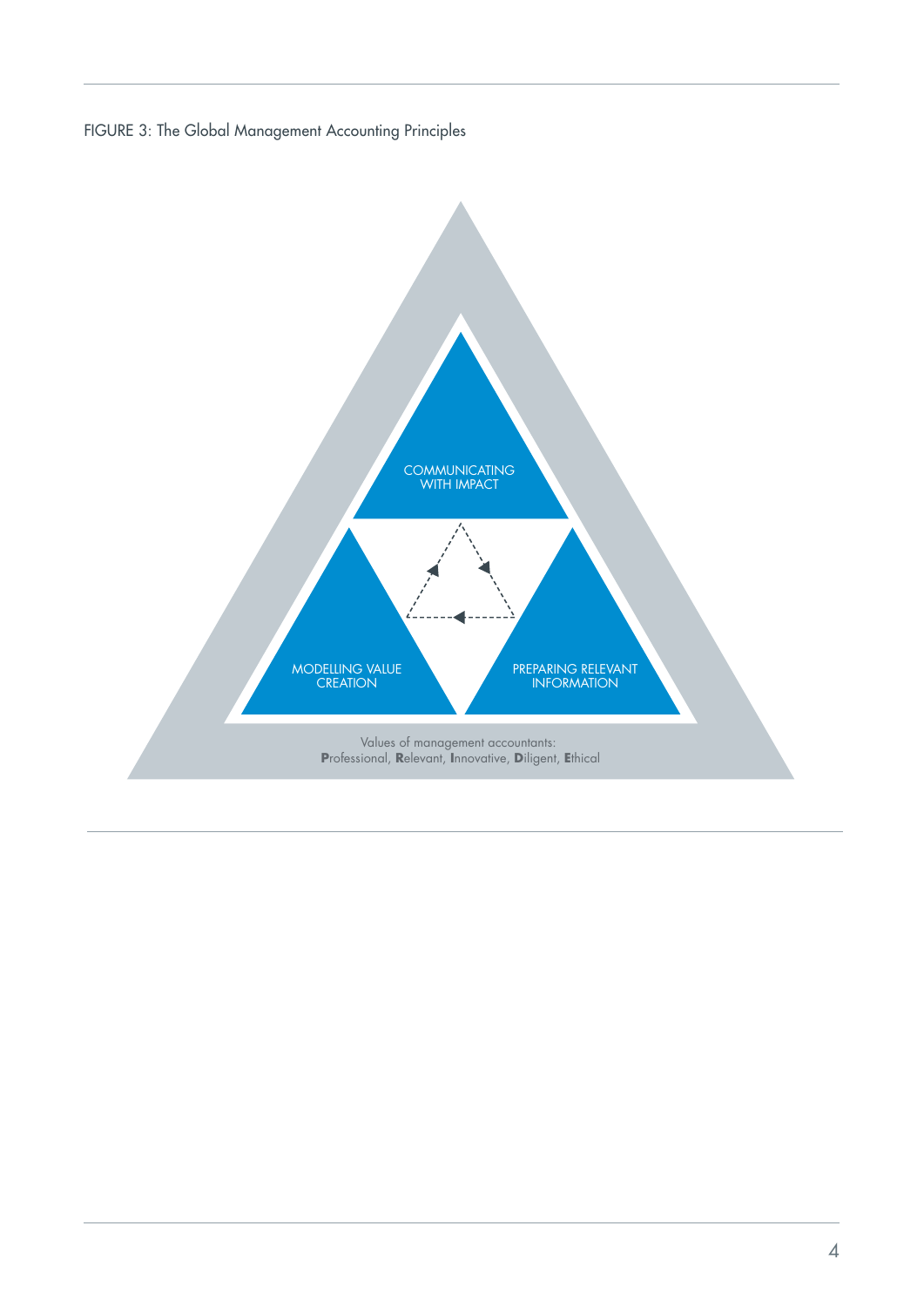FIGURE 3: The Global Management Accounting Principles

COMMUNICATING WITH IMPACT

MODELLING VALUE CREATION

PREPARING RELEVANT INFORMATION

Values of management accountants:
**P**rofessional, **R**elevant, **I**nnovative, **D**iligent, **E**thical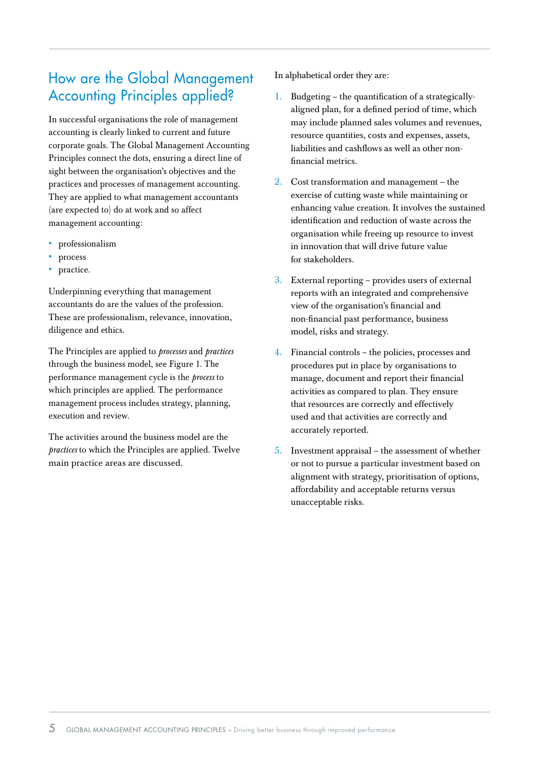## How are the Global Management Accounting Principles applied?

In successful organisations the role of management accounting is clearly linked to current and future corporate goals. The Global Management Accounting Principles connect the dots, ensuring a direct line of sight between the organisation's objectives and the practices and processes of management accounting. They are applied to what management accountants (are expected to) do at work and so affect management accounting:

- professionalism
- process
- practice.

Underpinning everything that management accountants do are the values of the profession. These are professionalism, relevance, innovation, diligence and ethics.

The Principles are applied to *processes* and *practices* through the business model, see Figure 1. The performance management cycle is the *process* to which principles are applied. The performance management process includes strategy, planning, execution and review.

The activities around the business model are the *practices* to which the Principles are applied. Twelve main practice areas are discussed.

In alphabetical order they are:

1. Budgeting – the quantification of a strategically-aligned plan, for a defined period of time, which may include planned sales volumes and revenues, resource quantities, costs and expenses, assets, liabilities and cashflows as well as other non-financial metrics.
2. Cost transformation and management – the exercise of cutting waste while maintaining or enhancing value creation. It involves the sustained identification and reduction of waste across the organisation while freeing up resource to invest in innovation that will drive future value for stakeholders.
3. External reporting – provides users of external reports with an integrated and comprehensive view of the organisation's financial and non-financial past performance, business model, risks and strategy.
4. Financial controls – the policies, processes and procedures put in place by organisations to manage, document and report their financial activities as compared to plan. They ensure that resources are correctly and effectively used and that activities are correctly and accurately reported.
5. Investment appraisal – the assessment of whether or not to pursue a particular investment based on alignment with strategy, prioritisation of options, affordability and acceptable returns versus unacceptable risks.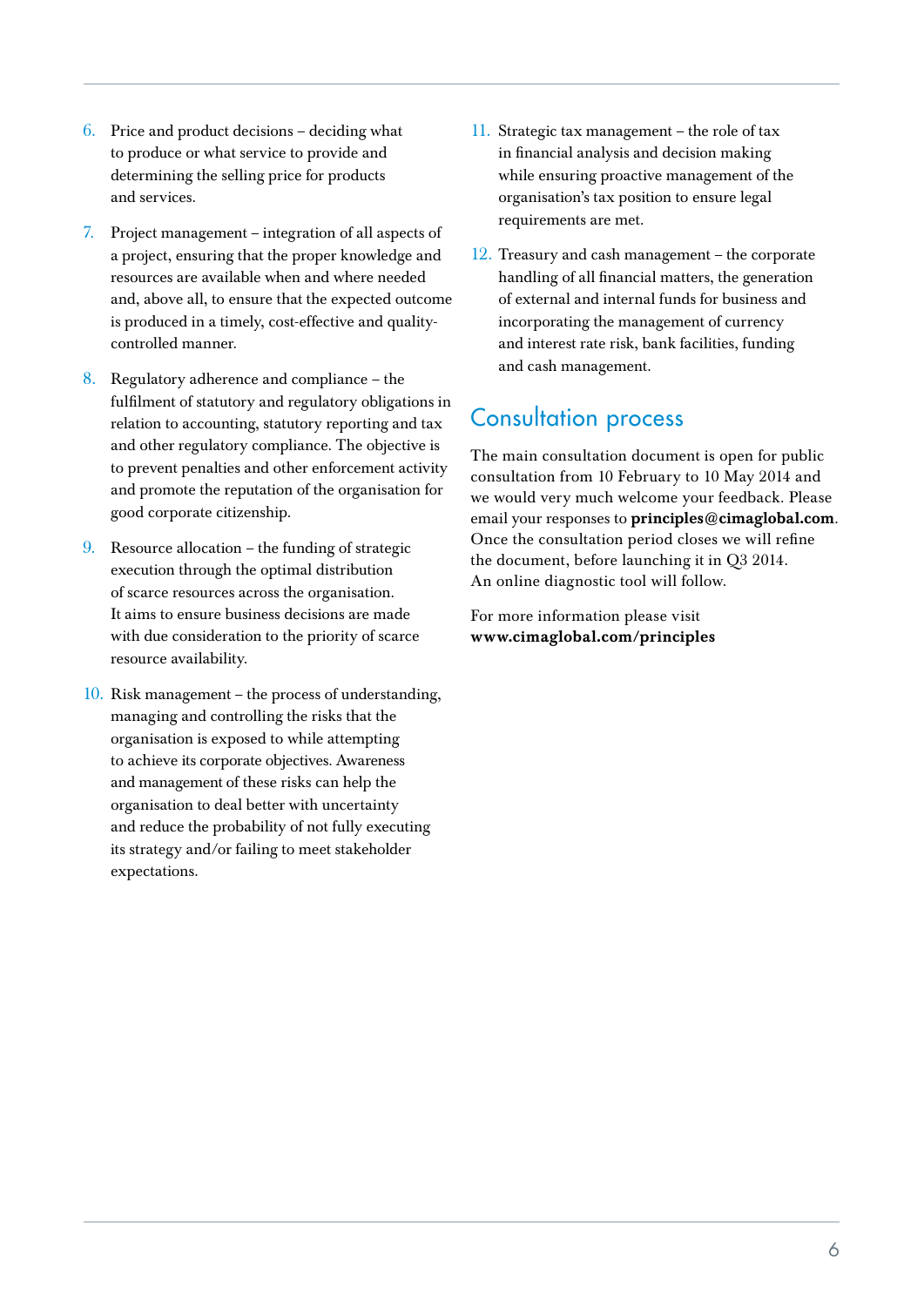6. Price and product decisions – deciding what to produce or what service to provide and determining the selling price for products and services.

7. Project management – integration of all aspects of a project, ensuring that the proper knowledge and resources are available when and where needed and, above all, to ensure that the expected outcome is produced in a timely, cost-effective and quality-controlled manner.

8. Regulatory adherence and compliance – the fulfilment of statutory and regulatory obligations in relation to accounting, statutory reporting and tax and other regulatory compliance. The objective is to prevent penalties and other enforcement activity and promote the reputation of the organisation for good corporate citizenship.

9. Resource allocation – the funding of strategic execution through the optimal distribution of scarce resources across the organisation. It aims to ensure business decisions are made with due consideration to the priority of scarce resource availability.

10. Risk management – the process of understanding, managing and controlling the risks that the organisation is exposed to while attempting to achieve its corporate objectives. Awareness and management of these risks can help the organisation to deal better with uncertainty and reduce the probability of not fully executing its strategy and/or failing to meet stakeholder expectations.

11. Strategic tax management – the role of tax in financial analysis and decision making while ensuring proactive management of the organisation's tax position to ensure legal requirements are met.

12. Treasury and cash management – the corporate handling of all financial matters, the generation of external and internal funds for business and incorporating the management of currency and interest rate risk, bank facilities, funding and cash management.

## Consultation process

The main consultation document is open for public consultation from 10 February to 10 May 2014 and we would very much welcome your feedback. Please email your responses to **principles@cimaglobal.com**. Once the consultation period closes we will refine the document, before launching it in Q3 2014. An online diagnostic tool will follow.

For more information please visit **www.cimaglobal.com/principles**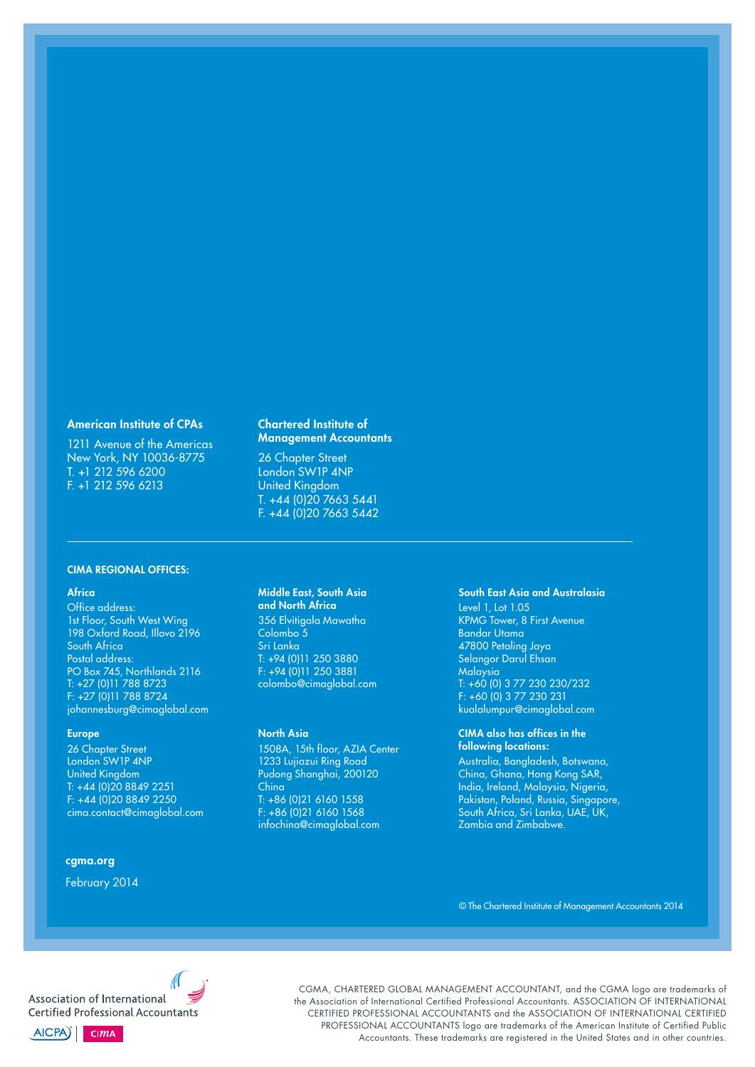**American Institute of CPAs**

1211 Avenue of the Americas
New York, NY 10036-8775
T. +1 212 596 6200
F. +1 212 596 6213

**Chartered Institute of Management Accountants**

26 Chapter Street
London SW1P 4NP
United Kingdom
T. +44 (0)20 7663 5441
F. +44 (0)20 7663 5442

---

**CIMA REGIONAL OFFICES:**

**Africa**

Office address:
1st Floor, South West Wing
198 Oxford Road, Illovo 2196
South Africa
Postal address:
PO Box 745, Northlands 2116
T: +27 (0)11 788 8723
F: +27 (0)11 788 8724
johannesburg@cimaglobal.com

**Europe**

26 Chapter Street
London SW1P 4NP
United Kingdom
T: +44 (0)20 8849 2251
F: +44 (0)20 8849 2250
cima.contact@cimaglobal.com

**Middle East, South Asia and North Africa**

356 Elvitigala Mawatha
Colombo 5
Sri Lanka
T: +94 (0)11 250 3880
F: +94 (0)11 250 3881
colombo@cimaglobal.com

**North Asia**

1508A, 15th floor, AZIA Center
1233 Lujiazui Ring Road
Pudong Shanghai, 200120
China
T: +86 (0)21 6160 1558
F: +86 (0)21 6160 1568
infochina@cimaglobal.com

**South East Asia and Australasia**

Level 1, Lot 1.05
KPMG Tower, 8 First Avenue
Bandar Utama
47800 Petaling Jaya
Selangor Darul Ehsan
Malaysia
T: +60 (0) 3 77 230 230/232
F: +60 (0) 3 77 230 231
kualalumpur@cimaglobal.com

**CIMA also has offices in the following locations:**

Australia, Bangladesh, Botswana, China, Ghana, Hong Kong SAR, India, Ireland, Malaysia, Nigeria, Pakistan, Poland, Russia, Singapore, South Africa, Sri Lanka, UAE, UK, Zambia and Zimbabwe.

**cgma.org**

February 2014

© The Chartered Institute of Management Accountants 2014

Association of International Certified Professional Accountants

AICPA | CIMA

CGMA, CHARTERED GLOBAL MANAGEMENT ACCOUNTANT, and the CGMA logo are trademarks of the Association of International Certified Professional Accountants. ASSOCIATION OF INTERNATIONAL CERTIFIED PROFESSIONAL ACCOUNTANTS and the ASSOCIATION OF INTERNATIONAL CERTIFIED PROFESSIONAL ACCOUNTANTS logo are trademarks of the American Institute of Certified Public Accountants. These trademarks are registered in the United States and in other countries.